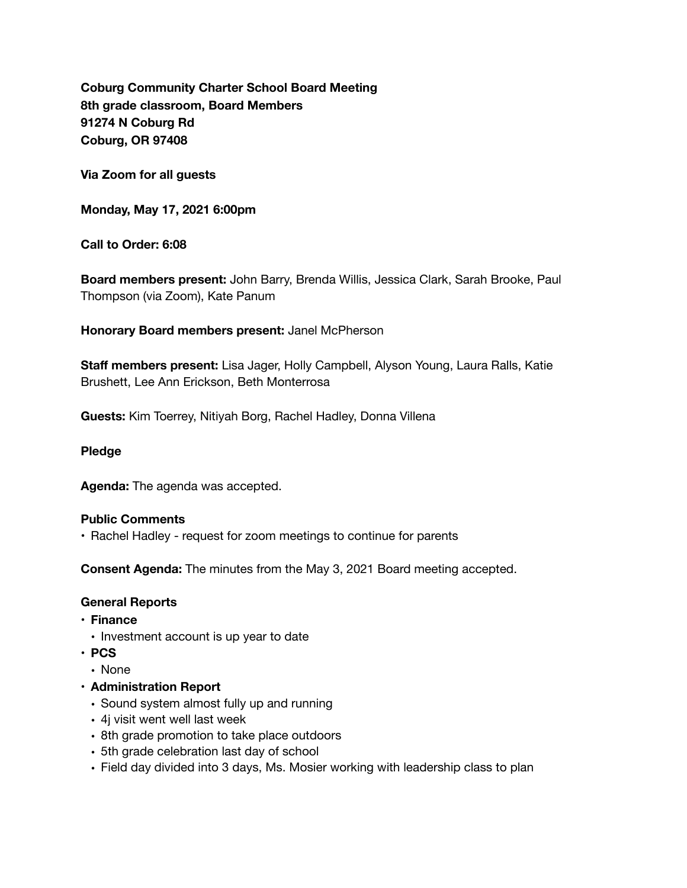**Coburg Community Charter School Board Meeting**
**8th grade classroom, Board Members**
**91274 N Coburg Rd**
**Coburg, OR 97408**

**Via Zoom for all guests**

**Monday, May 17, 2021 6:00pm**

**Call to Order: 6:08**

**Board members present:** John Barry, Brenda Willis, Jessica Clark, Sarah Brooke, Paul Thompson (via Zoom), Kate Panum

**Honorary Board members present:** Janel McPherson

**Staff members present:** Lisa Jager, Holly Campbell, Alyson Young, Laura Ralls, Katie Brushett, Lee Ann Erickson, Beth Monterrosa

**Guests:** Kim Toerrey, Nitiyah Borg, Rachel Hadley, Donna Villena

**Pledge**

**Agenda:** The agenda was accepted.

**Public Comments**

- Rachel Hadley - request for zoom meetings to continue for parents

**Consent Agenda:** The minutes from the May 3, 2021 Board meeting accepted.

**General Reports**

- **Finance**
  - Investment account is up year to date
- **PCS**
  - None
- **Administration Report**
  - Sound system almost fully up and running
  - 4j visit went well last week
  - 8th grade promotion to take place outdoors
  - 5th grade celebration last day of school
  - Field day divided into 3 days, Ms. Mosier working with leadership class to plan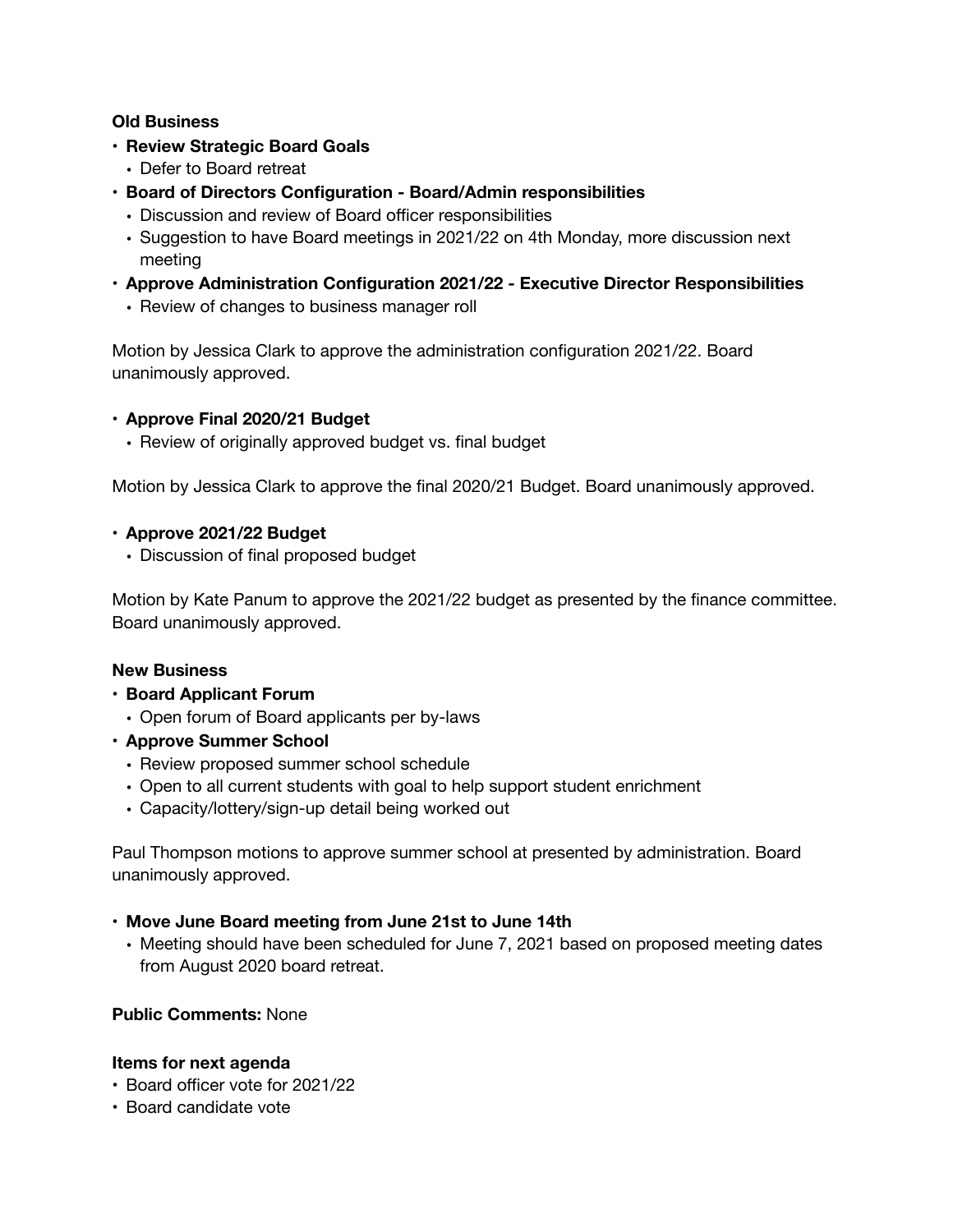**Old Business**

- **Review Strategic Board Goals**
  - Defer to Board retreat
- **Board of Directors Configuration - Board/Admin responsibilities**
  - Discussion and review of Board officer responsibilities
  - Suggestion to have Board meetings in 2021/22 on 4th Monday, more discussion next meeting
- **Approve Administration Configuration 2021/22 - Executive Director Responsibilities**
  - Review of changes to business manager roll

Motion by Jessica Clark to approve the administration configuration 2021/22. Board unanimously approved.

- **Approve Final 2020/21 Budget**
  - Review of originally approved budget vs. final budget

Motion by Jessica Clark to approve the final 2020/21 Budget. Board unanimously approved.

- **Approve 2021/22 Budget**
  - Discussion of final proposed budget

Motion by Kate Panum to approve the 2021/22 budget as presented by the finance committee. Board unanimously approved.

**New Business**

- **Board Applicant Forum**
  - Open forum of Board applicants per by-laws
- **Approve Summer School**
  - Review proposed summer school schedule
  - Open to all current students with goal to help support student enrichment
  - Capacity/lottery/sign-up detail being worked out

Paul Thompson motions to approve summer school at presented by administration. Board unanimously approved.

- **Move June Board meeting from June 21st to June 14th**
  - Meeting should have been scheduled for June 7, 2021 based on proposed meeting dates from August 2020 board retreat.

**Public Comments:** None

**Items for next agenda**

- Board officer vote for 2021/22
- Board candidate vote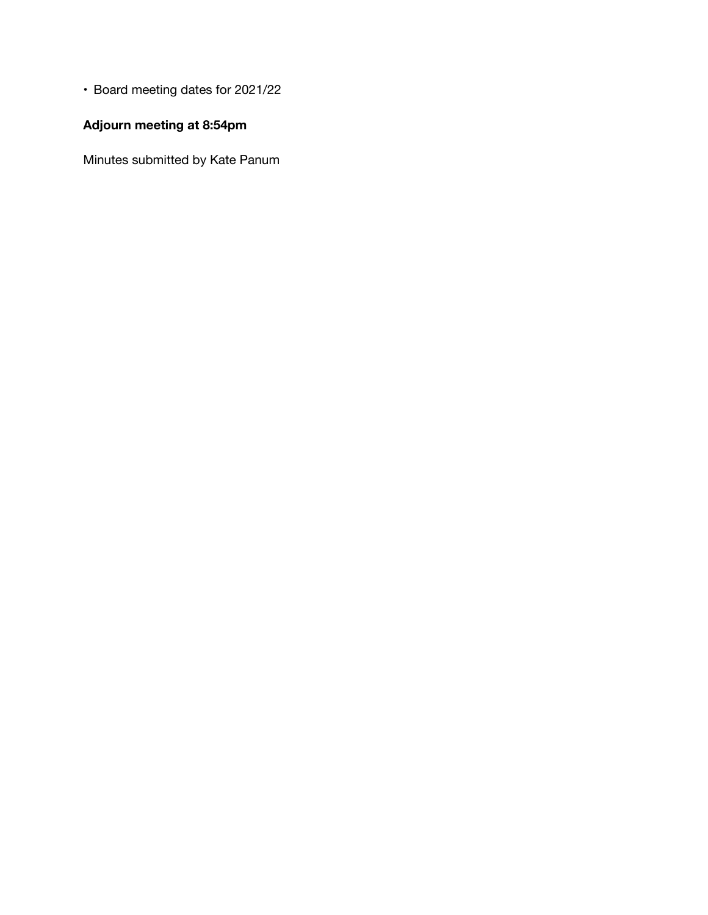- Board meeting dates for 2021/22

**Adjourn meeting at 8:54pm**

Minutes submitted by Kate Panum